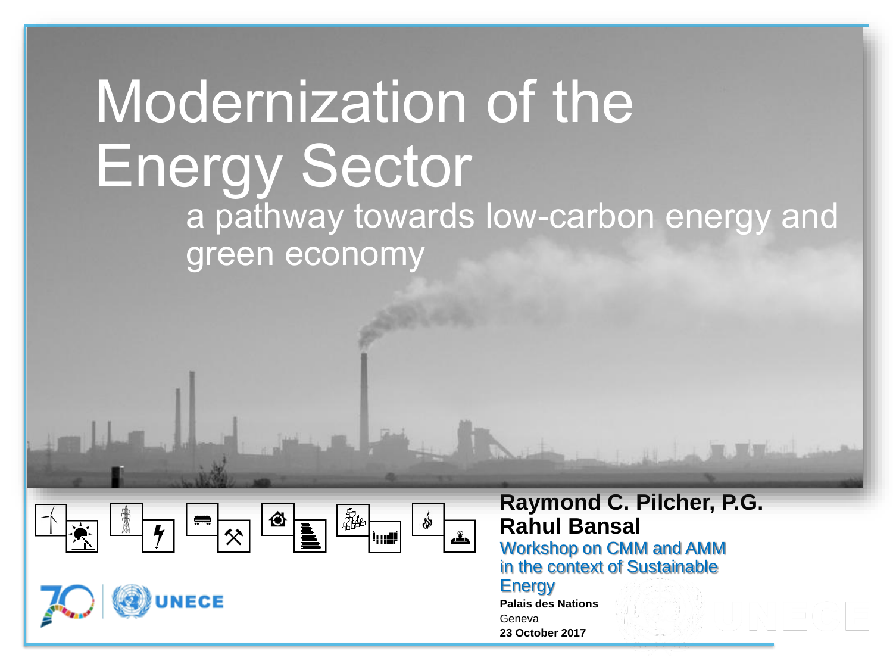# Modernization of the Energy Sector

## a pathway towards low-carbon energy and green economy

**Raymond C. Pilcher, P.G.**
**Rahul Bansal**

Workshop on CMM and AMM in the context of Sustainable Energy

**Palais des Nations**
Geneva
**23 October 2017**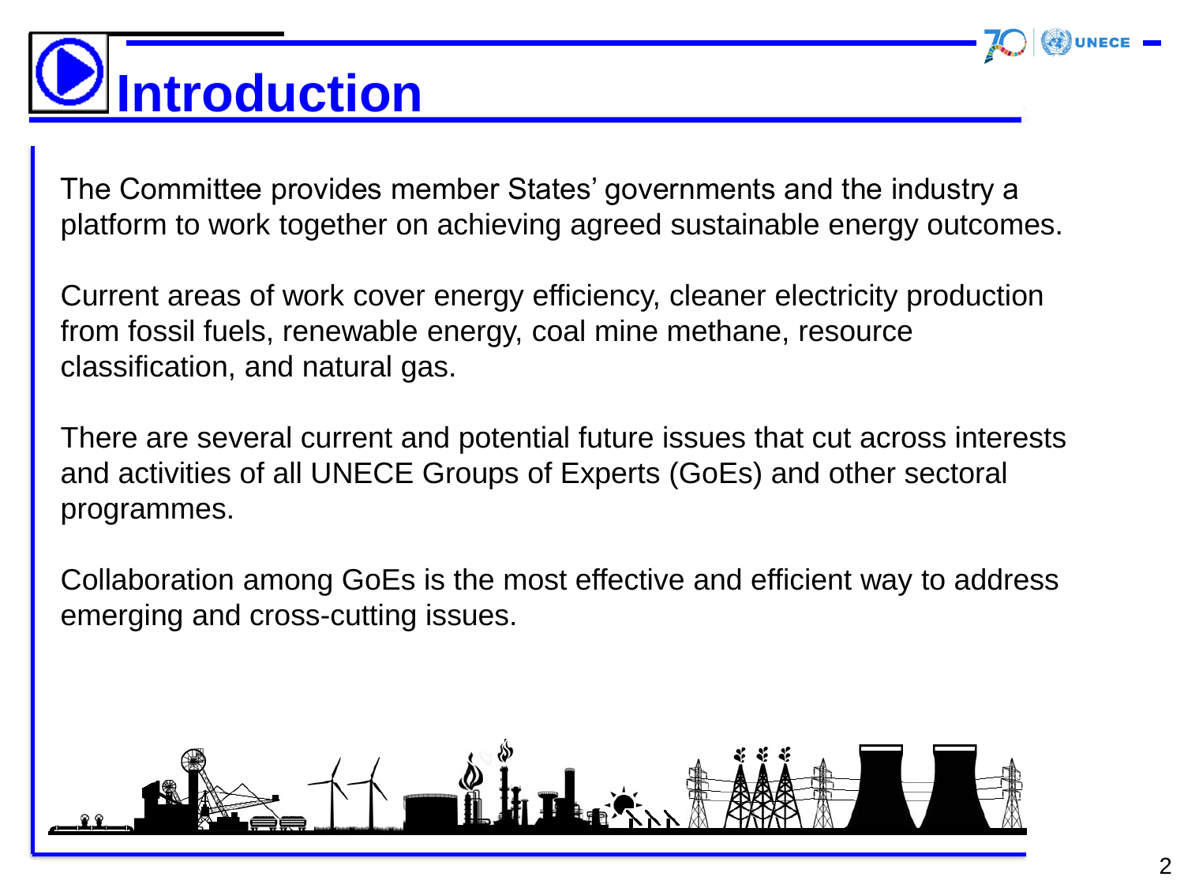# Introduction

The Committee provides member States' governments and the industry a platform to work together on achieving agreed sustainable energy outcomes.

Current areas of work cover energy efficiency, cleaner electricity production from fossil fuels, renewable energy, coal mine methane, resource classification, and natural gas.

There are several current and potential future issues that cut across interests and activities of all UNECE Groups of Experts (GoEs) and other sectoral programmes.

Collaboration among GoEs is the most effective and efficient way to address emerging and cross-cutting issues.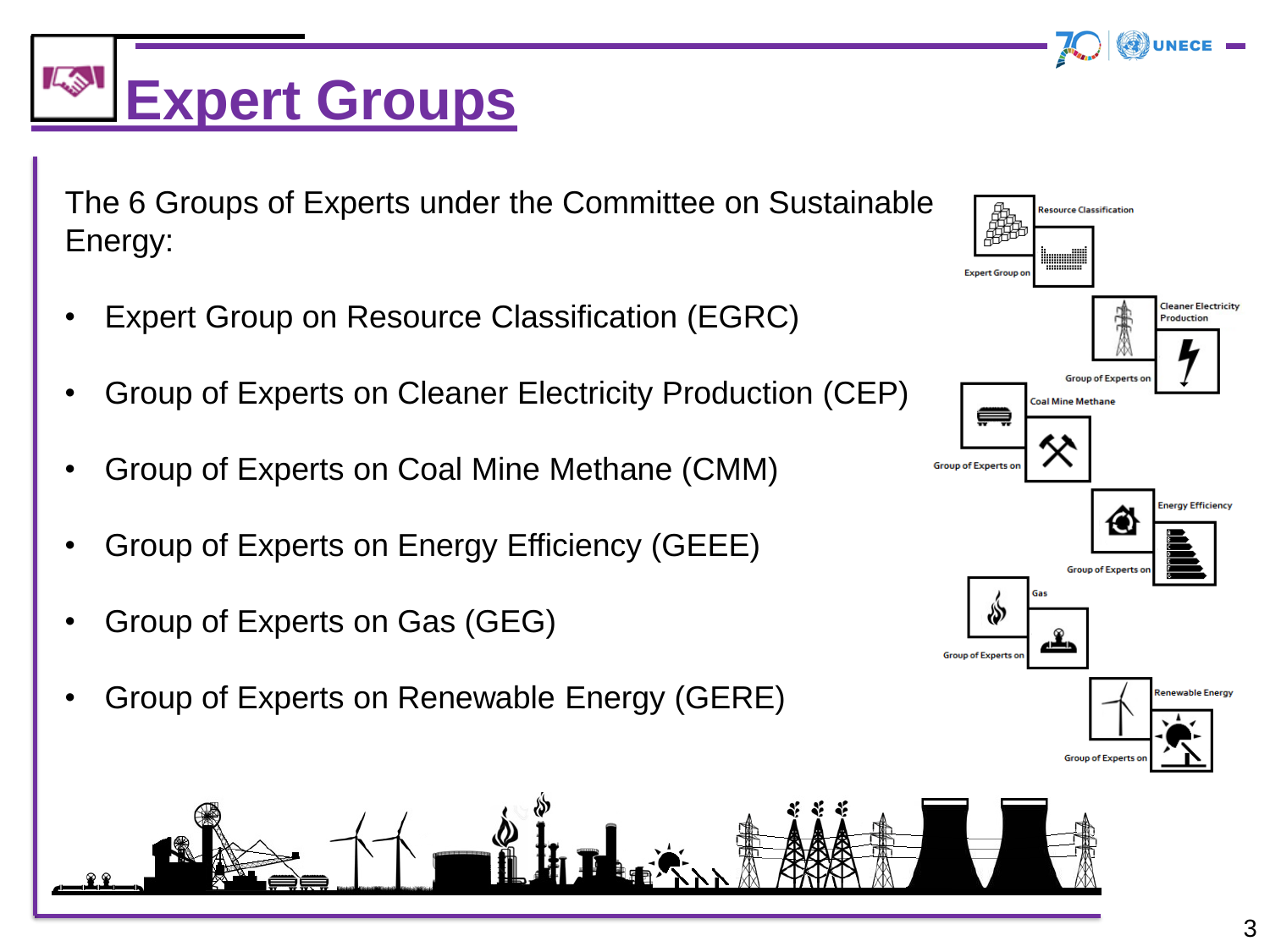# Expert Groups

The 6 Groups of Experts under the Committee on Sustainable Energy:

- Expert Group on Resource Classification (EGRC)
- Group of Experts on Cleaner Electricity Production (CEP)
- Group of Experts on Coal Mine Methane (CMM)
- Group of Experts on Energy Efficiency (GEEE)
- Group of Experts on Gas (GEG)
- Group of Experts on Renewable Energy (GERE)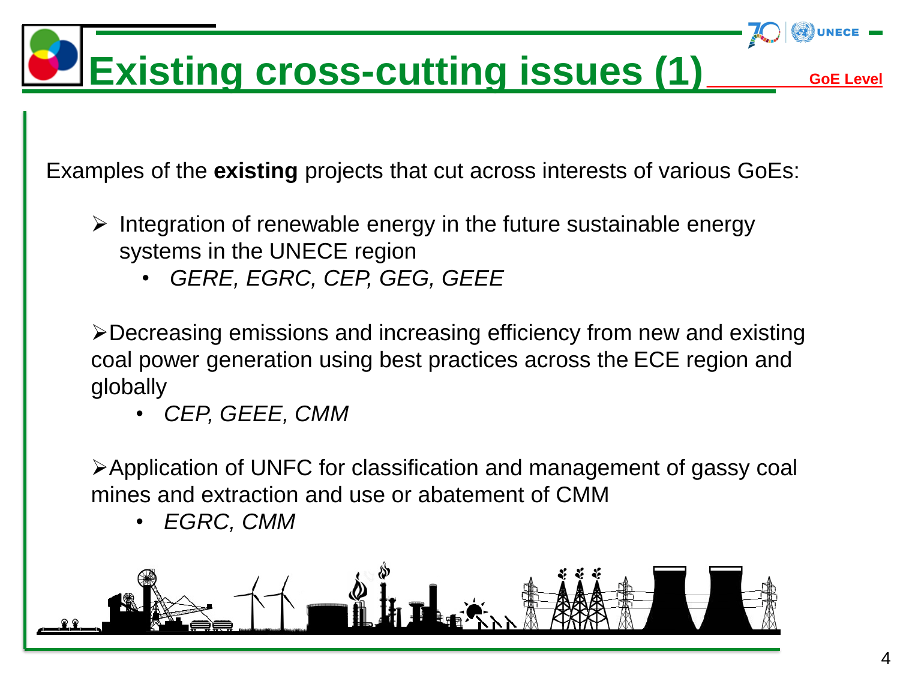# Existing cross-cutting issues (1)

GoE Level

Examples of the **existing** projects that cut across interests of various GoEs:

- Integration of renewable energy in the future sustainable energy systems in the UNECE region
  - *GERE, EGRC, CEP, GEG, GEEE*

- Decreasing emissions and increasing efficiency from new and existing coal power generation using best practices across the ECE region and globally
  - *CEP, GEEE, CMM*

- Application of UNFC for classification and management of gassy coal mines and extraction and use or abatement of CMM
  - *EGRC, CMM*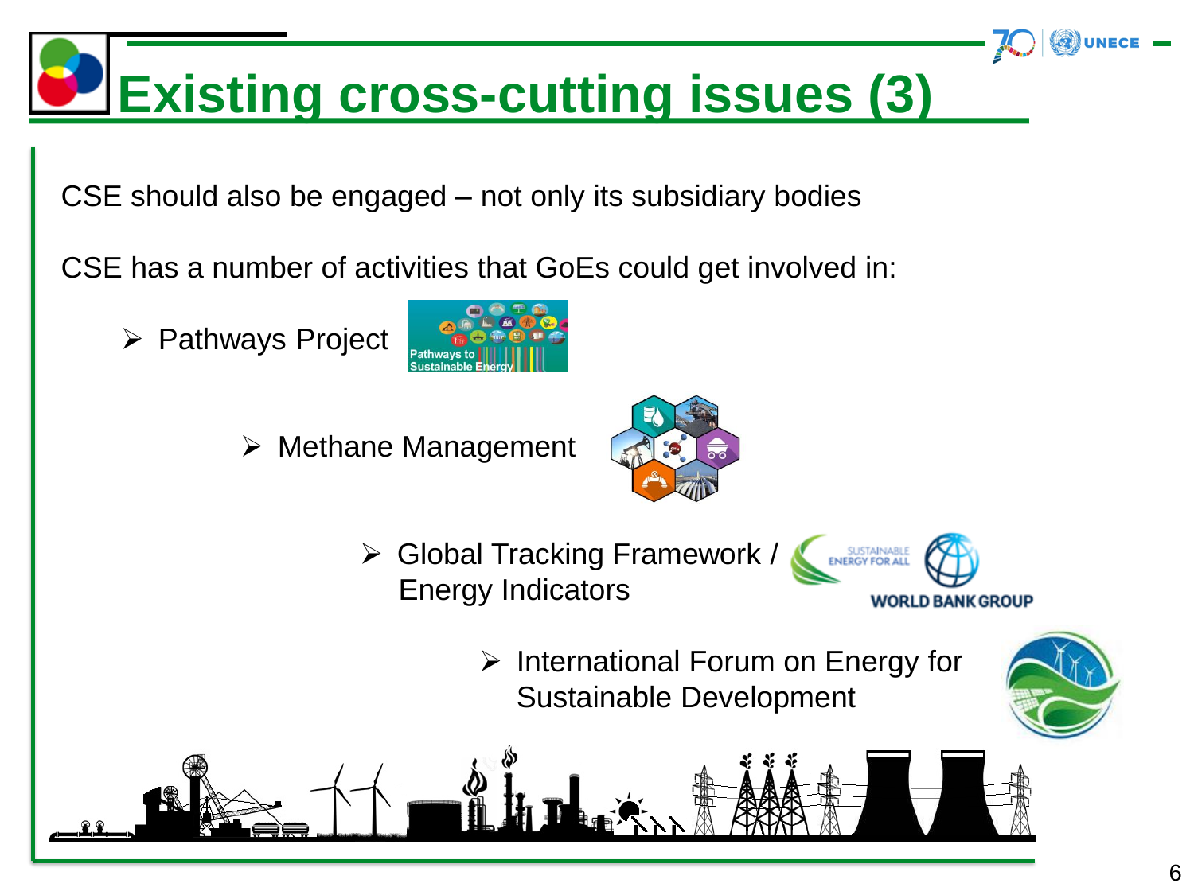# Existing cross-cutting issues (3)

CSE should also be engaged – not only its subsidiary bodies

CSE has a number of activities that GoEs could get involved in:

- Pathways Project
- Methane Management
- Global Tracking Framework / Energy Indicators
- International Forum on Energy for Sustainable Development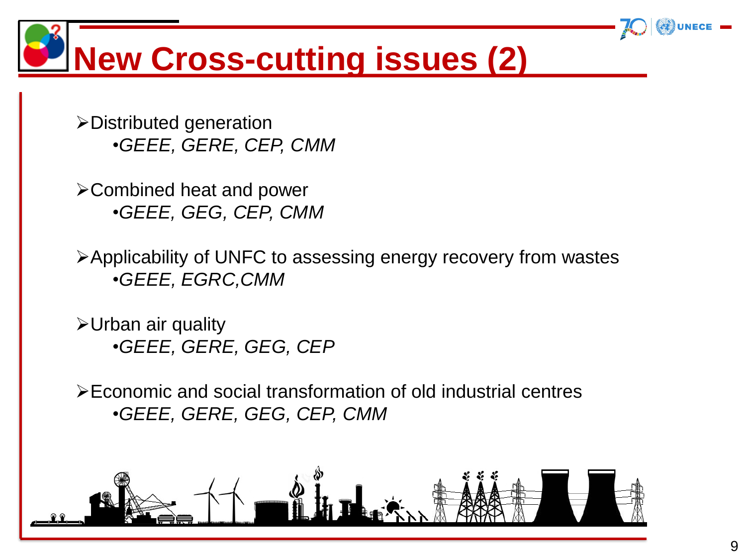# New Cross-cutting issues (2)

- Distributed generation
  - *GEEE, GERE, CEP, CMM*

- Combined heat and power
  - *GEEE, GEG, CEP, CMM*

- Applicability of UNFC to assessing energy recovery from wastes
  - *GEEE, EGRC,CMM*

- Urban air quality
  - *GEEE, GERE, GEG, CEP*

- Economic and social transformation of old industrial centres
  - *GEEE, GERE, GEG, CEP, CMM*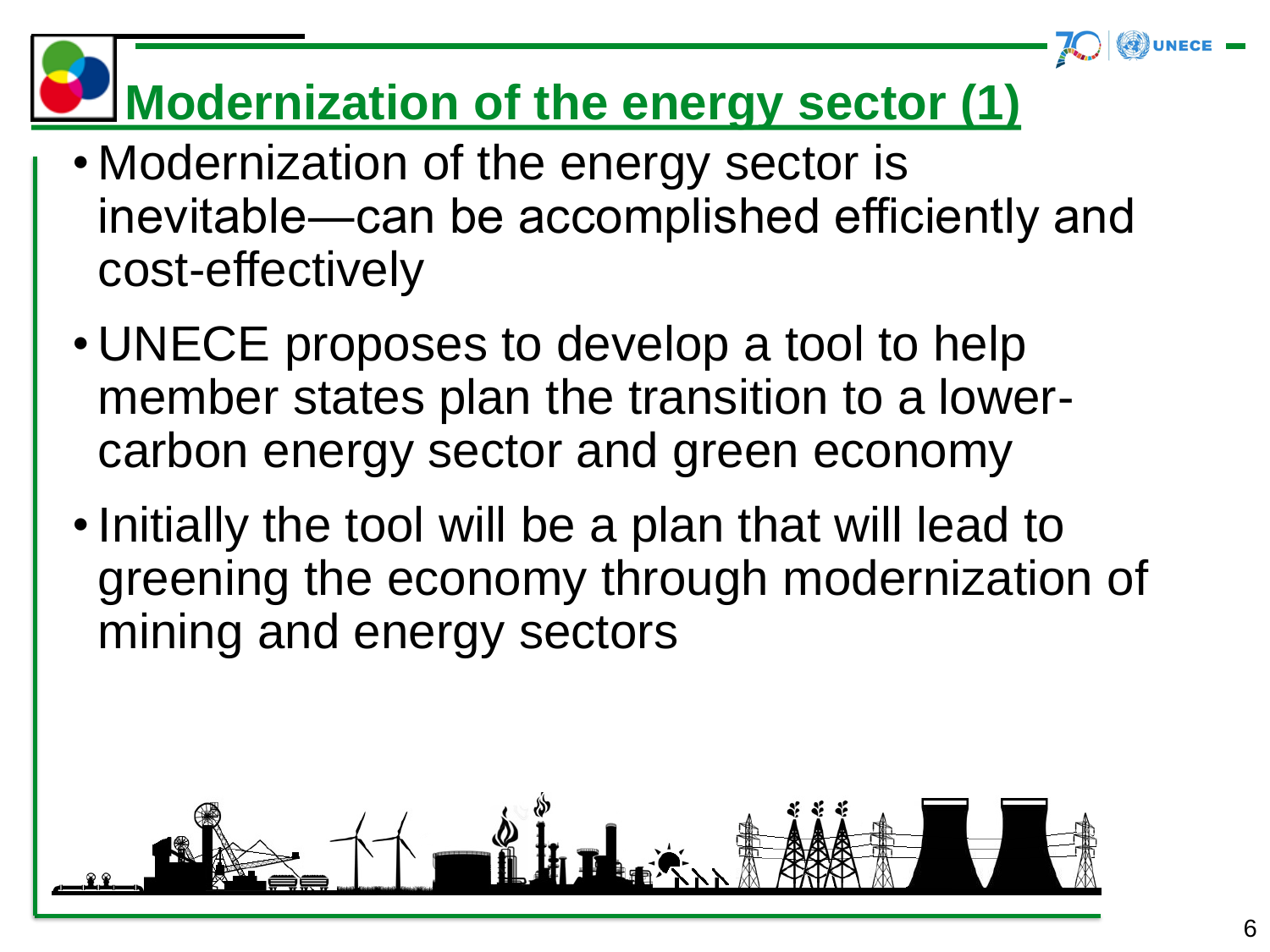# Modernization of the energy sector (1)

- Modernization of the energy sector is inevitable—can be accomplished efficiently and cost-effectively
- UNECE proposes to develop a tool to help member states plan the transition to a lower-carbon energy sector and green economy
- Initially the tool will be a plan that will lead to greening the economy through modernization of mining and energy sectors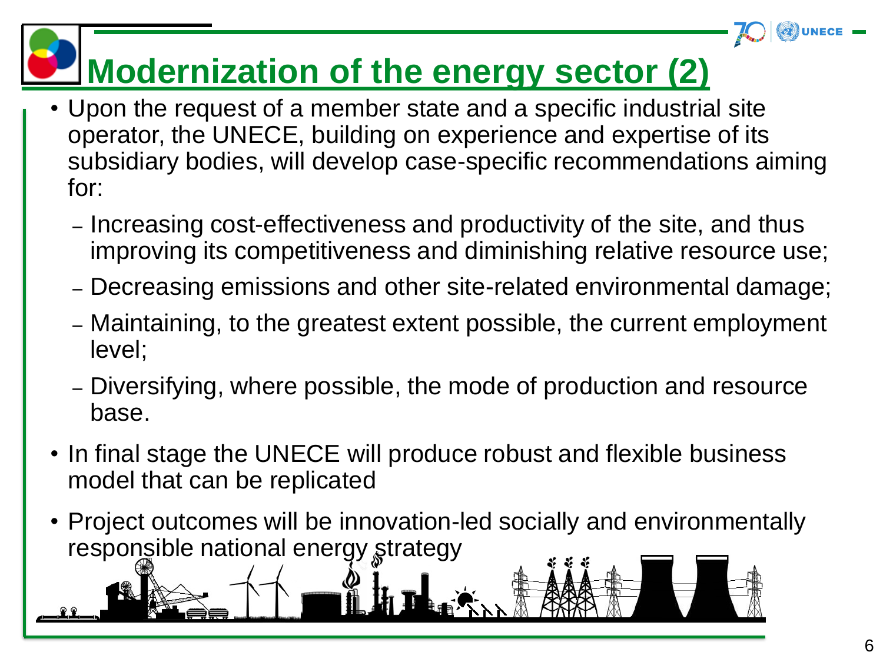# Modernization of the energy sector (2)

- Upon the request of a member state and a specific industrial site operator, the UNECE, building on experience and expertise of its subsidiary bodies, will develop case-specific recommendations aiming for:
  - Increasing cost-effectiveness and productivity of the site, and thus improving its competitiveness and diminishing relative resource use;
  - Decreasing emissions and other site-related environmental damage;
  - Maintaining, to the greatest extent possible, the current employment level;
  - Diversifying, where possible, the mode of production and resource base.
- In final stage the UNECE will produce robust and flexible business model that can be replicated
- Project outcomes will be innovation-led socially and environmentally responsible national energy strategy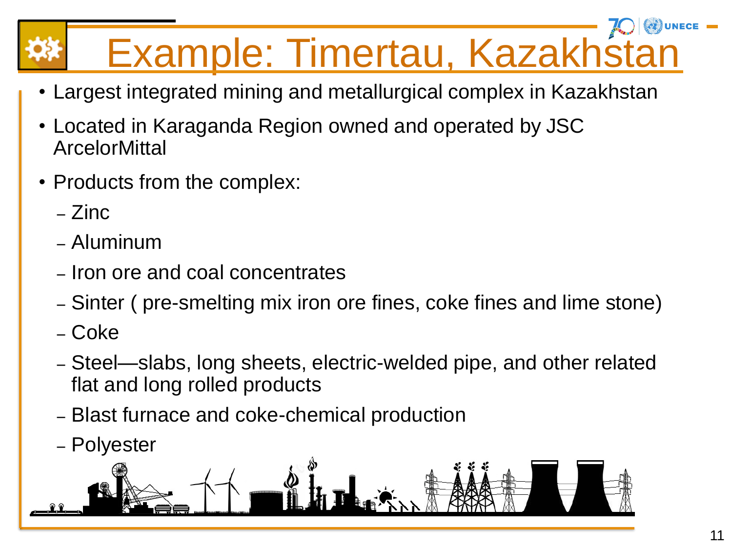# Example: Timertau, Kazakhstan

- Largest integrated mining and metallurgical complex in Kazakhstan
- Located in Karaganda Region owned and operated by JSC ArcelorMittal
- Products from the complex:
  - Zinc
  - Aluminum
  - Iron ore and coal concentrates
  - Sinter ( pre-smelting mix iron ore fines, coke fines and lime stone)
  - Coke
  - Steel—slabs, long sheets, electric-welded pipe, and other related flat and long rolled products
  - Blast furnace and coke-chemical production
  - Polyester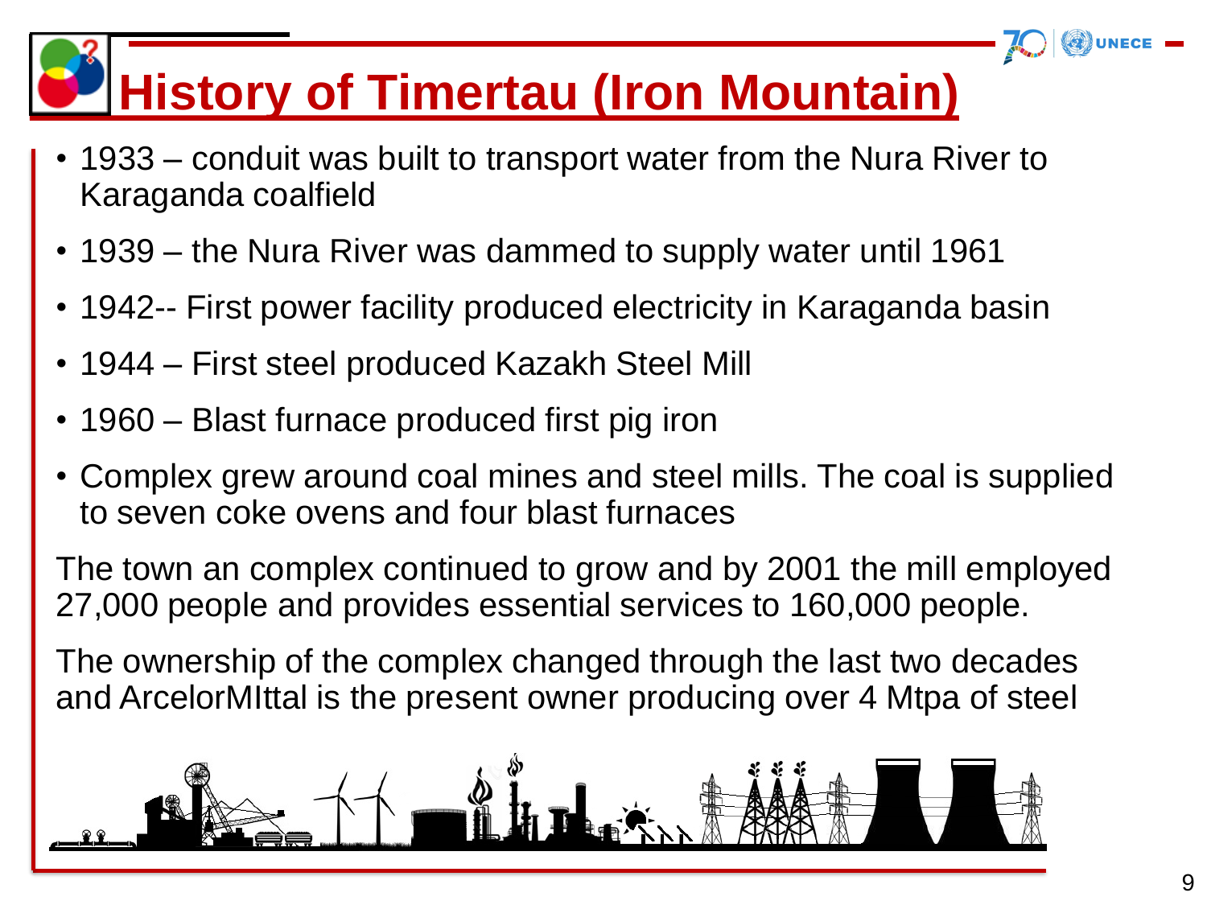# History of Timertau (Iron Mountain)

- 1933 – conduit was built to transport water from the Nura River to Karaganda coalfield
- 1939 – the Nura River was dammed to supply water until 1961
- 1942-- First power facility produced electricity in Karaganda basin
- 1944 – First steel produced Kazakh Steel Mill
- 1960 – Blast furnace produced first pig iron
- Complex grew around coal mines and steel mills. The coal is supplied to seven coke ovens and four blast furnaces

The town an complex continued to grow and by 2001 the mill employed 27,000 people and provides essential services to 160,000 people.

The ownership of the complex changed through the last two decades and ArcelorMIttal is the present owner producing over 4 Mtpa of steel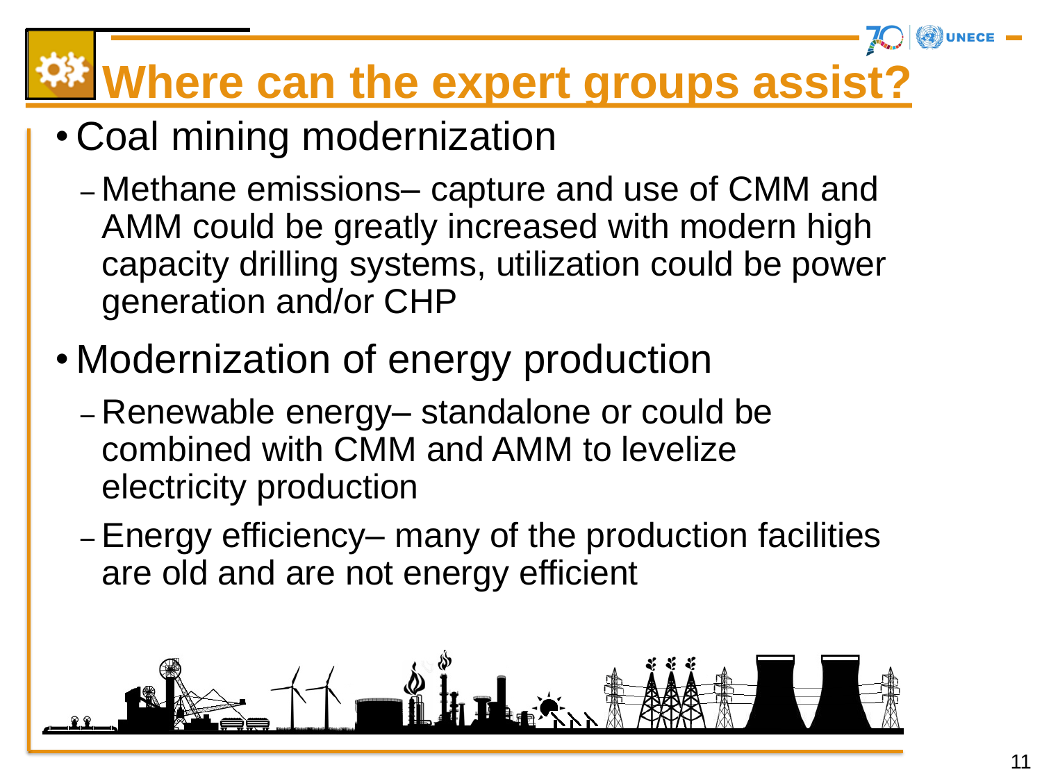# Where can the expert groups assist?

- Coal mining modernization
  - Methane emissions– capture and use of CMM and AMM could be greatly increased with modern high capacity drilling systems, utilization could be power generation and/or CHP
- Modernization of energy production
  - Renewable energy– standalone or could be combined with CMM and AMM to levelize electricity production
  - Energy efficiency– many of the production facilities are old and are not energy efficient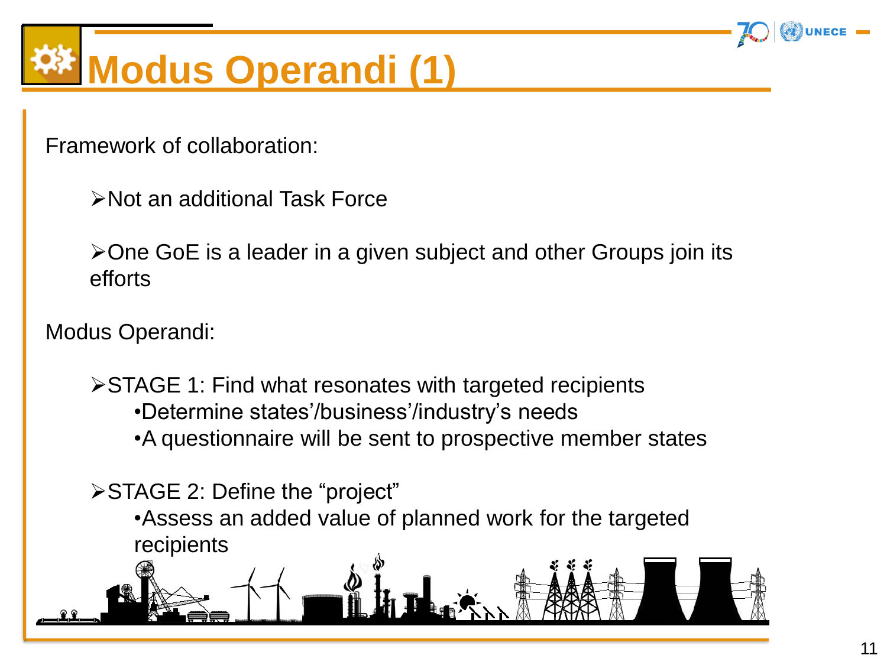# Modus Operandi (1)

Framework of collaboration:

- Not an additional Task Force
- One GoE is a leader in a given subject and other Groups join its efforts

Modus Operandi:

- STAGE 1: Find what resonates with targeted recipients
  - Determine states'/business'/industry's needs
  - A questionnaire will be sent to prospective member states
- STAGE 2: Define the "project"
  - Assess an added value of planned work for the targeted recipients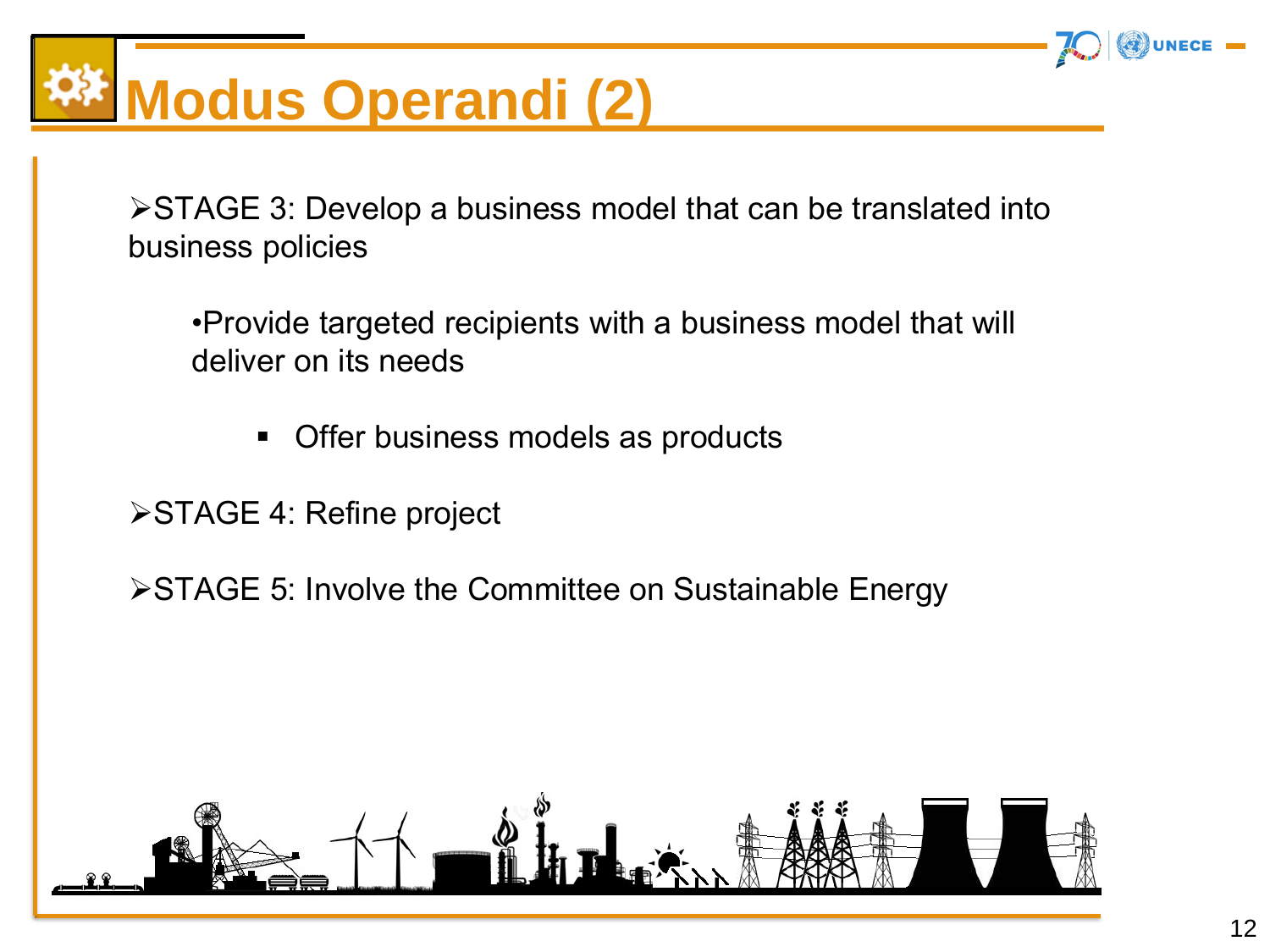# Modus Operandi (2)

- STAGE 3: Develop a business model that can be translated into business policies
  - Provide targeted recipients with a business model that will deliver on its needs
    - Offer business models as products
- STAGE 4: Refine project
- STAGE 5: Involve the Committee on Sustainable Energy